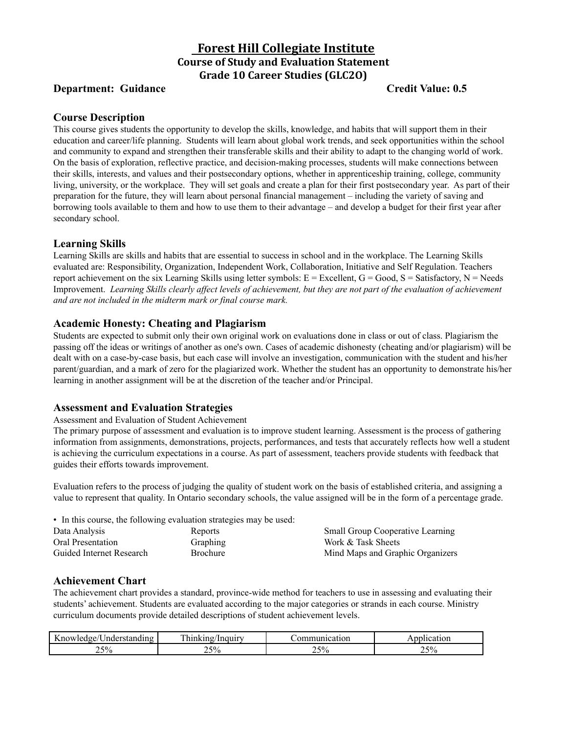# Forest Hill Collegiate Institute

## Course of Study and Evaluation Statement

## Grade 10 Career Studies (GLC2O)

**Department: Guidance** **Credit Value: 0.5**

### Course Description

This course gives students the opportunity to develop the skills, knowledge, and habits that will support them in their education and career/life planning. Students will learn about global work trends, and seek opportunities within the school and community to expand and strengthen their transferable skills and their ability to adapt to the changing world of work. On the basis of exploration, reflective practice, and decision-making processes, students will make connections between their skills, interests, and values and their postsecondary options, whether in apprenticeship training, college, community living, university, or the workplace. They will set goals and create a plan for their first postsecondary year. As part of their preparation for the future, they will learn about personal financial management – including the variety of saving and borrowing tools available to them and how to use them to their advantage – and develop a budget for their first year after secondary school.

### Learning Skills

Learning Skills are skills and habits that are essential to success in school and in the workplace. The Learning Skills evaluated are: Responsibility, Organization, Independent Work, Collaboration, Initiative and Self Regulation. Teachers report achievement on the six Learning Skills using letter symbols: E = Excellent, G = Good, S = Satisfactory, N = Needs Improvement. *Learning Skills clearly affect levels of achievement, but they are not part of the evaluation of achievement and are not included in the midterm mark or final course mark.*

### Academic Honesty: Cheating and Plagiarism

Students are expected to submit only their own original work on evaluations done in class or out of class. Plagiarism the passing off the ideas or writings of another as one's own. Cases of academic dishonesty (cheating and/or plagiarism) will be dealt with on a case-by-case basis, but each case will involve an investigation, communication with the student and his/her parent/guardian, and a mark of zero for the plagiarized work. Whether the student has an opportunity to demonstrate his/her learning in another assignment will be at the discretion of the teacher and/or Principal.

### Assessment and Evaluation Strategies

Assessment and Evaluation of Student Achievement

The primary purpose of assessment and evaluation is to improve student learning. Assessment is the process of gathering information from assignments, demonstrations, projects, performances, and tests that accurately reflects how well a student is achieving the curriculum expectations in a course. As part of assessment, teachers provide students with feedback that guides their efforts towards improvement.

Evaluation refers to the process of judging the quality of student work on the basis of established criteria, and assigning a value to represent that quality. In Ontario secondary schools, the value assigned will be in the form of a percentage grade.

- In this course, the following evaluation strategies may be used:

Data Analysis | Reports | Small Group Cooperative Learning
Oral Presentation | Graphing | Work & Task Sheets
Guided Internet Research | Brochure | Mind Maps and Graphic Organizers

### Achievement Chart

The achievement chart provides a standard, province-wide method for teachers to use in assessing and evaluating their students' achievement. Students are evaluated according to the major categories or strands in each course. Ministry curriculum documents provide detailed descriptions of student achievement levels.

| Knowledge/Understanding | Thinking/Inquiry | Communication | Application |
|---|---|---|---|
| 25% | 25% | 25% | 25% |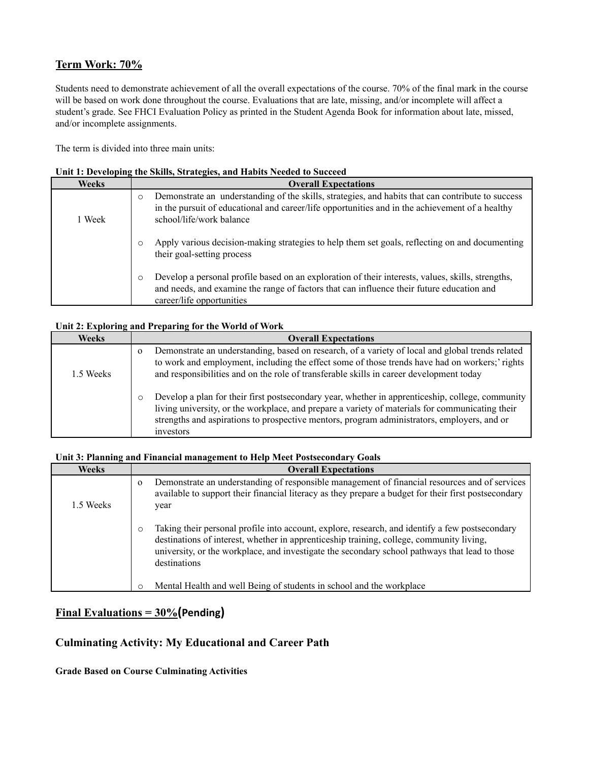## Term Work: 70%

Students need to demonstrate achievement of all the overall expectations of the course. 70% of the final mark in the course will be based on work done throughout the course. Evaluations that are late, missing, and/or incomplete will affect a student's grade. See FHCI Evaluation Policy as printed in the Student Agenda Book for information about late, missed, and/or incomplete assignments.

The term is divided into three main units:

**Unit 1: Developing the Skills, Strategies, and Habits Needed to Succeed**

| Weeks | Overall Expectations |
|---|---|
| 1 Week | o Demonstrate an understanding of the skills, strategies, and habits that can contribute to success in the pursuit of educational and career/life opportunities and in the achievement of a healthy school/life/work balance<br><br>o Apply various decision-making strategies to help them set goals, reflecting on and documenting their goal-setting process<br><br>o Develop a personal profile based on an exploration of their interests, values, skills, strengths, and needs, and examine the range of factors that can influence their future education and career/life opportunities |

**Unit 2: Exploring and Preparing for the World of Work**

| Weeks | Overall Expectations |
|---|---|
| 1.5 Weeks | o Demonstrate an understanding, based on research, of a variety of local and global trends related to work and employment, including the effect some of those trends have had on workers;' rights and responsibilities and on the role of transferable skills in career development today<br><br>o Develop a plan for their first postsecondary year, whether in apprenticeship, college, community living university, or the workplace, and prepare a variety of materials for communicating their strengths and aspirations to prospective mentors, program administrators, employers, and or investors |

**Unit 3: Planning and Financial management to Help Meet Postsecondary Goals**

| Weeks | Overall Expectations |
|---|---|
| 1.5 Weeks | o Demonstrate an understanding of responsible management of financial resources and of services available to support their financial literacy as they prepare a budget for their first postsecondary year<br><br>o Taking their personal profile into account, explore, research, and identify a few postsecondary destinations of interest, whether in apprenticeship training, college, community living, university, or the workplace, and investigate the secondary school pathways that lead to those destinations<br><br>o Mental Health and well Being of students in school and the workplace |

## Final Evaluations = 30%(Pending)

## Culminating Activity: My Educational and Career Path

**Grade Based on Course Culminating Activities**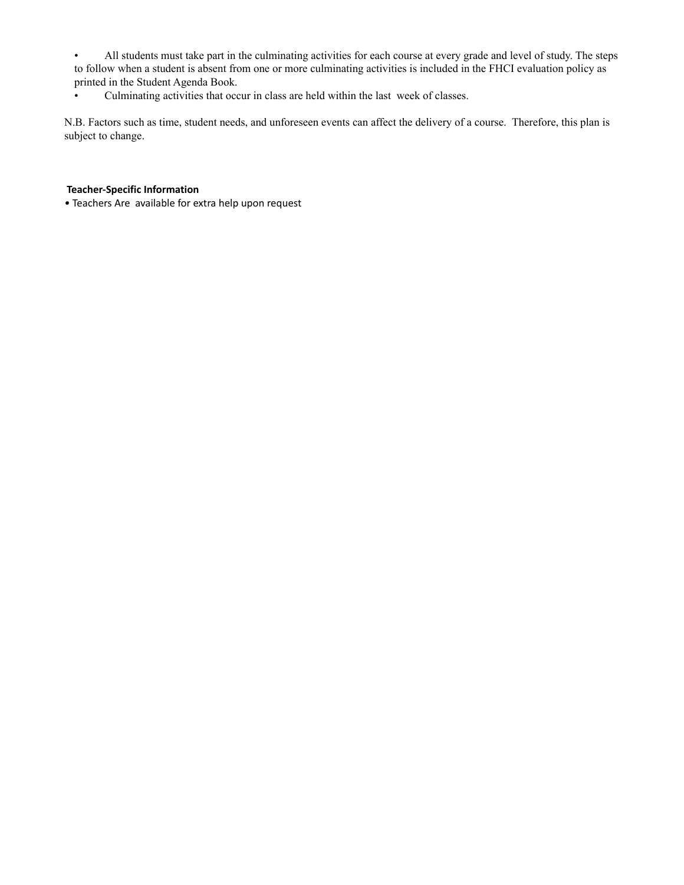- All students must take part in the culminating activities for each course at every grade and level of study. The steps to follow when a student is absent from one or more culminating activities is included in the FHCI evaluation policy as printed in the Student Agenda Book.
- Culminating activities that occur in class are held within the last week of classes.

N.B. Factors such as time, student needs, and unforeseen events can affect the delivery of a course. Therefore, this plan is subject to change.

**Teacher-Specific Information**

- Teachers Are available for extra help upon request